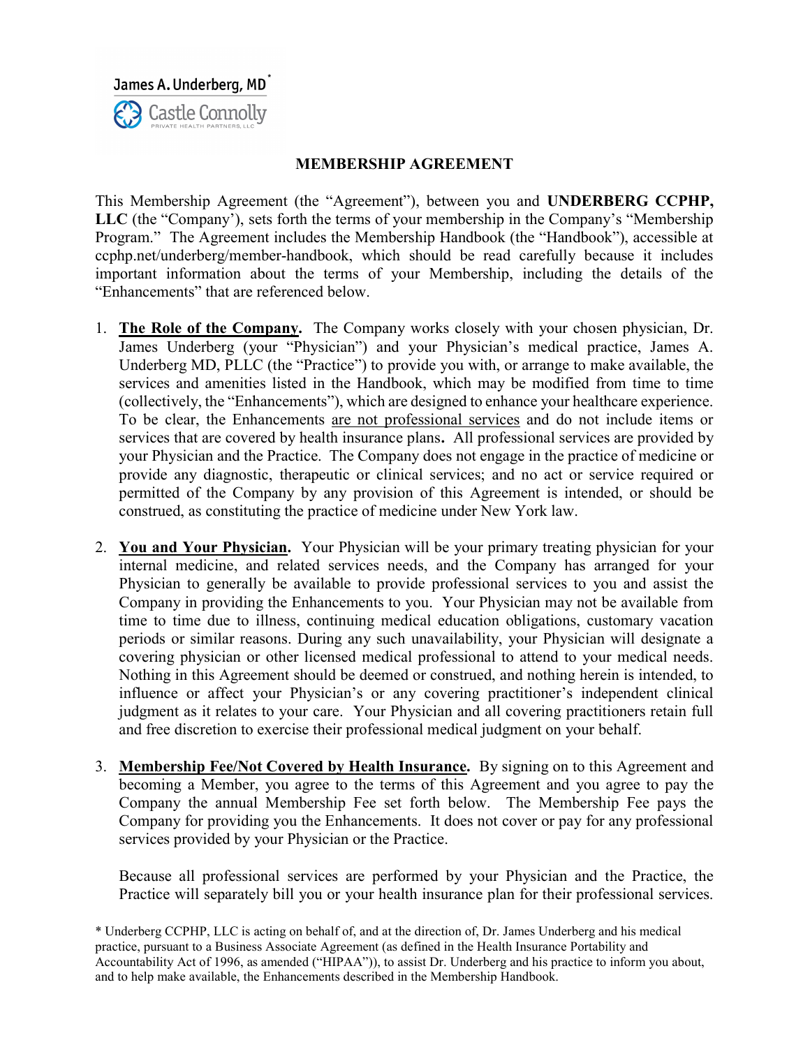James A. Underberg, MD*

Castle Connolly PRIVATE HEALTH PARTNERS, LLC

## MEMBERSHIP AGREEMENT

This Membership Agreement (the "Agreement"), between you and **UNDERBERG CCPHP, LLC** (the "Company'), sets forth the terms of your membership in the Company's "Membership Program." The Agreement includes the Membership Handbook (the "Handbook"), accessible at ccphp.net/underberg/member-handbook, which should be read carefully because it includes important information about the terms of your Membership, including the details of the "Enhancements" that are referenced below.

1. **The Role of the Company.** The Company works closely with your chosen physician, Dr. James Underberg (your "Physician") and your Physician's medical practice, James A. Underberg MD, PLLC (the "Practice") to provide you with, or arrange to make available, the services and amenities listed in the Handbook, which may be modified from time to time (collectively, the "Enhancements"), which are designed to enhance your healthcare experience. To be clear, the Enhancements are not professional services and do not include items or services that are covered by health insurance plans**.** All professional services are provided by your Physician and the Practice. The Company does not engage in the practice of medicine or provide any diagnostic, therapeutic or clinical services; and no act or service required or permitted of the Company by any provision of this Agreement is intended, or should be construed, as constituting the practice of medicine under New York law.

2. **You and Your Physician.** Your Physician will be your primary treating physician for your internal medicine, and related services needs, and the Company has arranged for your Physician to generally be available to provide professional services to you and assist the Company in providing the Enhancements to you. Your Physician may not be available from time to time due to illness, continuing medical education obligations, customary vacation periods or similar reasons. During any such unavailability, your Physician will designate a covering physician or other licensed medical professional to attend to your medical needs. Nothing in this Agreement should be deemed or construed, and nothing herein is intended, to influence or affect your Physician's or any covering practitioner's independent clinical judgment as it relates to your care. Your Physician and all covering practitioners retain full and free discretion to exercise their professional medical judgment on your behalf.

3. **Membership Fee/Not Covered by Health Insurance.** By signing on to this Agreement and becoming a Member, you agree to the terms of this Agreement and you agree to pay the Company the annual Membership Fee set forth below. The Membership Fee pays the Company for providing you the Enhancements. It does not cover or pay for any professional services provided by your Physician or the Practice.

   Because all professional services are performed by your Physician and the Practice, the Practice will separately bill you or your health insurance plan for their professional services.

* Underberg CCPHP, LLC is acting on behalf of, and at the direction of, Dr. James Underberg and his medical practice, pursuant to a Business Associate Agreement (as defined in the Health Insurance Portability and Accountability Act of 1996, as amended ("HIPAA")), to assist Dr. Underberg and his practice to inform you about, and to help make available, the Enhancements described in the Membership Handbook.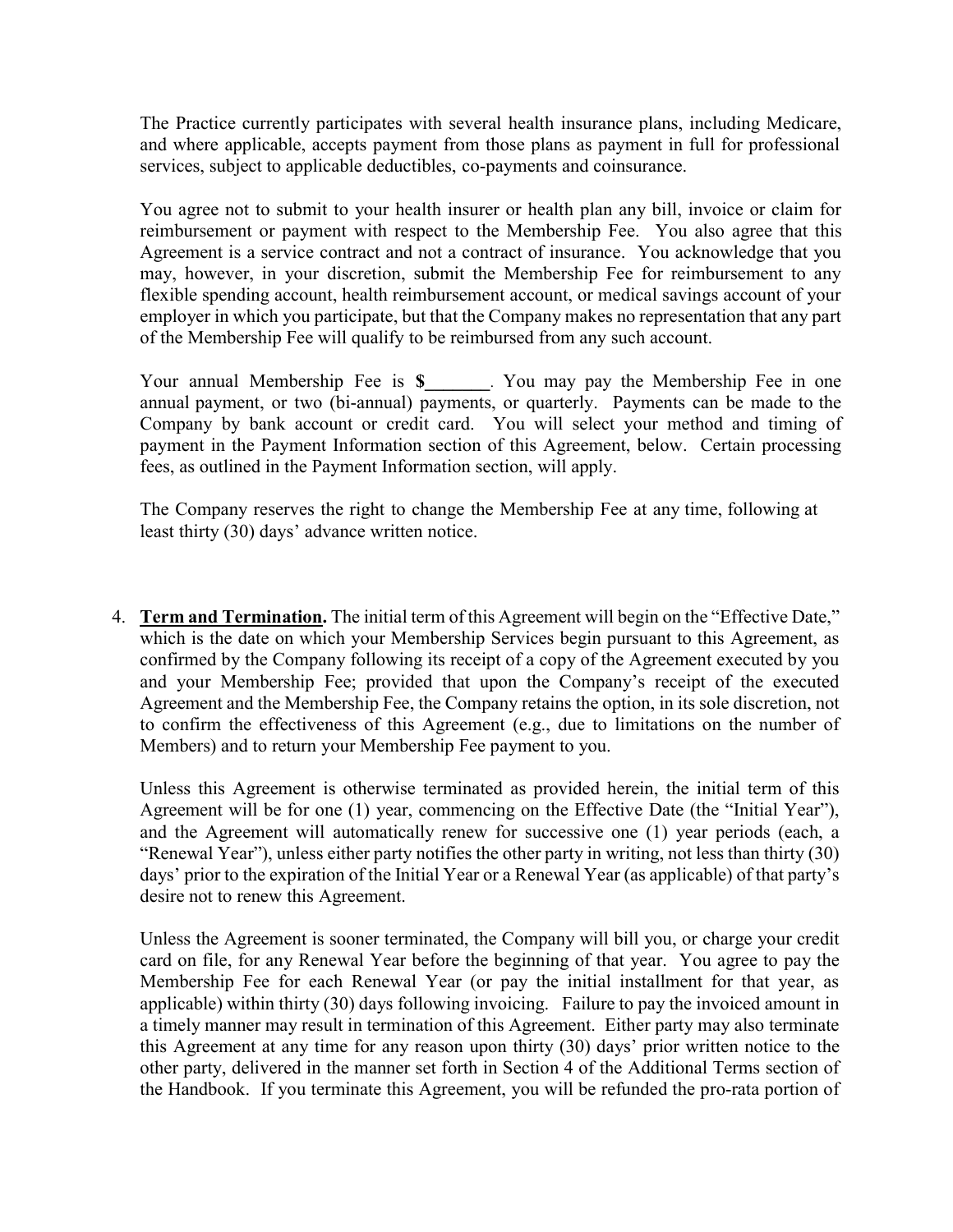The Practice currently participates with several health insurance plans, including Medicare, and where applicable, accepts payment from those plans as payment in full for professional services, subject to applicable deductibles, co-payments and coinsurance.

You agree not to submit to your health insurer or health plan any bill, invoice or claim for reimbursement or payment with respect to the Membership Fee. You also agree that this Agreement is a service contract and not a contract of insurance. You acknowledge that you may, however, in your discretion, submit the Membership Fee for reimbursement to any flexible spending account, health reimbursement account, or medical savings account of your employer in which you participate, but that the Company makes no representation that any part of the Membership Fee will qualify to be reimbursed from any such account.

Your annual Membership Fee is **$_______**. You may pay the Membership Fee in one annual payment, or two (bi-annual) payments, or quarterly. Payments can be made to the Company by bank account or credit card. You will select your method and timing of payment in the Payment Information section of this Agreement, below. Certain processing fees, as outlined in the Payment Information section, will apply.

The Company reserves the right to change the Membership Fee at any time, following at least thirty (30) days' advance written notice.

4. **Term and Termination.** The initial term of this Agreement will begin on the "Effective Date," which is the date on which your Membership Services begin pursuant to this Agreement, as confirmed by the Company following its receipt of a copy of the Agreement executed by you and your Membership Fee; provided that upon the Company's receipt of the executed Agreement and the Membership Fee, the Company retains the option, in its sole discretion, not to confirm the effectiveness of this Agreement (e.g., due to limitations on the number of Members) and to return your Membership Fee payment to you.

   Unless this Agreement is otherwise terminated as provided herein, the initial term of this Agreement will be for one (1) year, commencing on the Effective Date (the "Initial Year"), and the Agreement will automatically renew for successive one (1) year periods (each, a "Renewal Year"), unless either party notifies the other party in writing, not less than thirty (30) days' prior to the expiration of the Initial Year or a Renewal Year (as applicable) of that party's desire not to renew this Agreement.

   Unless the Agreement is sooner terminated, the Company will bill you, or charge your credit card on file, for any Renewal Year before the beginning of that year. You agree to pay the Membership Fee for each Renewal Year (or pay the initial installment for that year, as applicable) within thirty (30) days following invoicing. Failure to pay the invoiced amount in a timely manner may result in termination of this Agreement. Either party may also terminate this Agreement at any time for any reason upon thirty (30) days' prior written notice to the other party, delivered in the manner set forth in Section 4 of the Additional Terms section of the Handbook. If you terminate this Agreement, you will be refunded the pro-rata portion of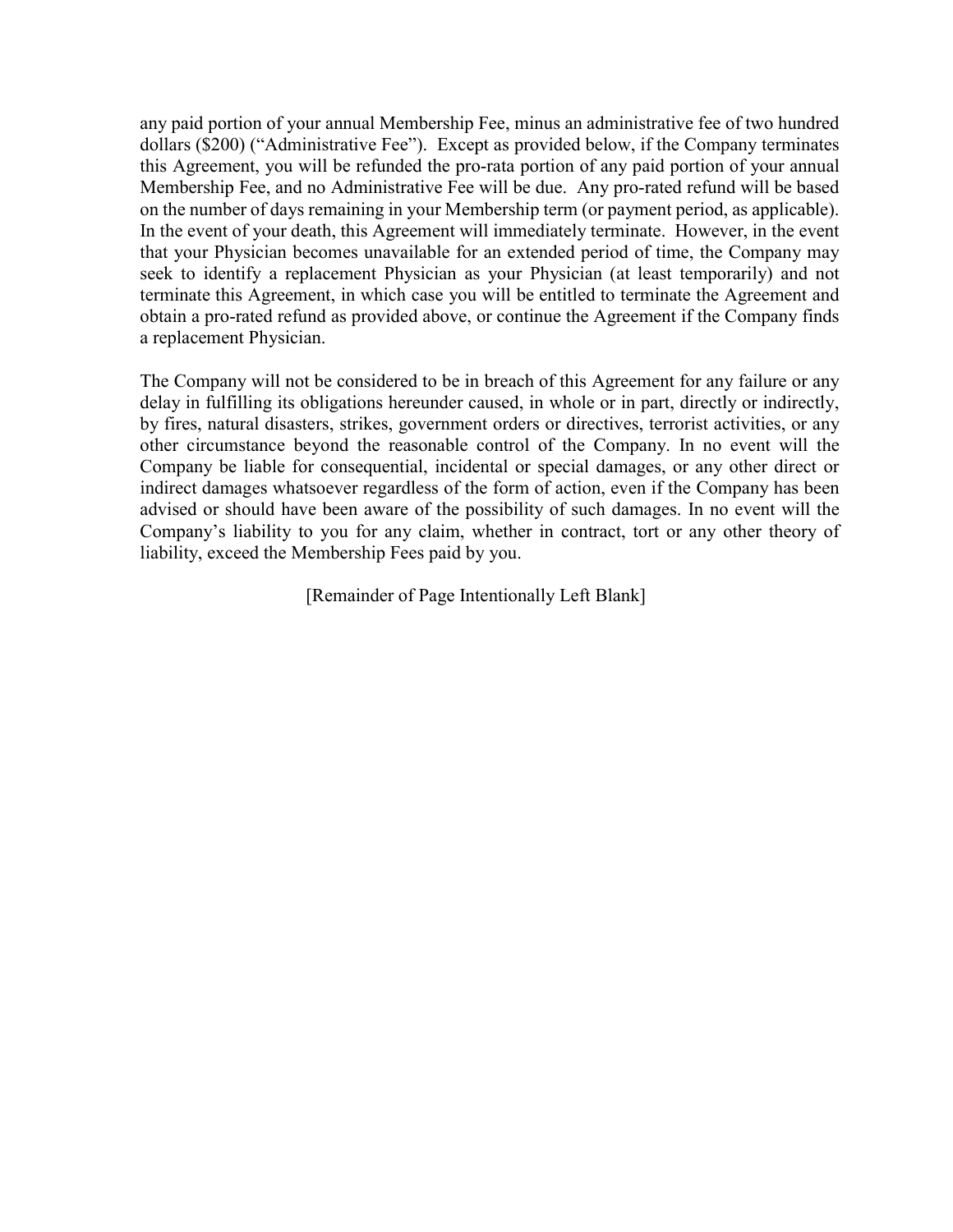any paid portion of your annual Membership Fee, minus an administrative fee of two hundred dollars ($200) ("Administrative Fee"). Except as provided below, if the Company terminates this Agreement, you will be refunded the pro-rata portion of any paid portion of your annual Membership Fee, and no Administrative Fee will be due. Any pro-rated refund will be based on the number of days remaining in your Membership term (or payment period, as applicable). In the event of your death, this Agreement will immediately terminate. However, in the event that your Physician becomes unavailable for an extended period of time, the Company may seek to identify a replacement Physician as your Physician (at least temporarily) and not terminate this Agreement, in which case you will be entitled to terminate the Agreement and obtain a pro-rated refund as provided above, or continue the Agreement if the Company finds a replacement Physician.

The Company will not be considered to be in breach of this Agreement for any failure or any delay in fulfilling its obligations hereunder caused, in whole or in part, directly or indirectly, by fires, natural disasters, strikes, government orders or directives, terrorist activities, or any other circumstance beyond the reasonable control of the Company. In no event will the Company be liable for consequential, incidental or special damages, or any other direct or indirect damages whatsoever regardless of the form of action, even if the Company has been advised or should have been aware of the possibility of such damages. In no event will the Company's liability to you for any claim, whether in contract, tort or any other theory of liability, exceed the Membership Fees paid by you.

[Remainder of Page Intentionally Left Blank]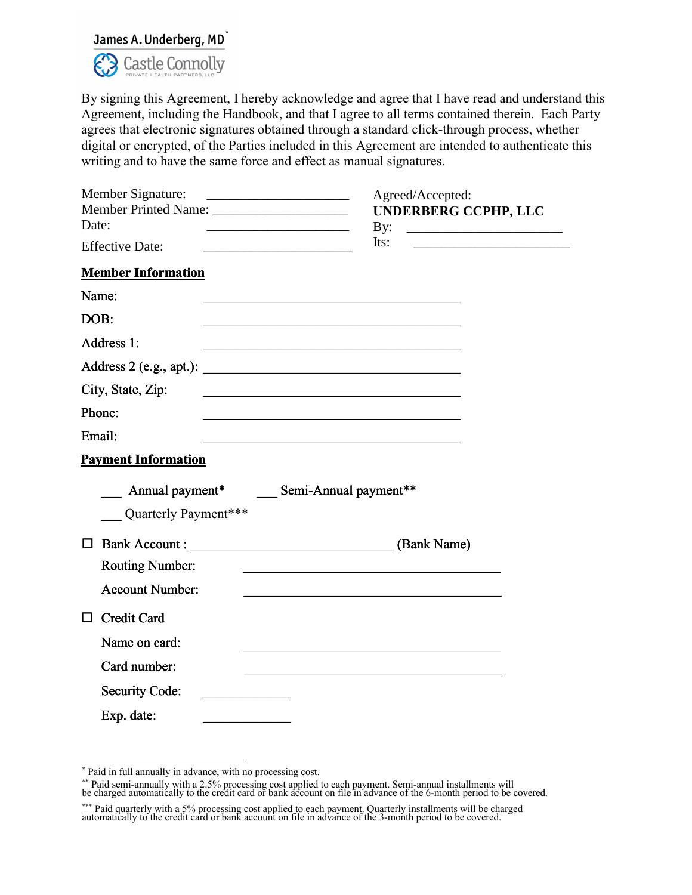James A. Underberg, MD[*]

Castle Connolly PRIVATE HEALTH PARTNERS, LLC

By signing this Agreement, I hereby acknowledge and agree that I have read and understand this Agreement, including the Handbook, and that I agree to all terms contained therein. Each Party agrees that electronic signatures obtained through a standard click-through process, whether digital or encrypted, of the Parties included in this Agreement are intended to authenticate this writing and to have the same force and effect as manual signatures.

Member Signature: ____________________
Member Printed Name: ____________________
Date: ____________________
Effective Date: ____________________

Agreed/Accepted:
**UNDERBERG CCPHP, LLC**
By: ____________________
Its: ____________________

## Member Information

Name: ____________________________________

DOB: ____________________________________

Address 1: ____________________________________

Address 2 (e.g., apt.): ____________________________________

City, State, Zip: ____________________________________

Phone: ____________________________________

Email: ____________________________________

## Payment Information

___ Annual payment*   ___ Semi-Annual payment**

___ Quarterly Payment***

☐ Bank Account : ______________________________ (Bank Name)

Routing Number: ____________________________________

Account Number: ____________________________________

☐ Credit Card

Name on card: ____________________________________

Card number: ____________________________________

Security Code: ____________

Exp. date: ____________

---

* Paid in full annually in advance, with no processing cost.

** Paid semi-annually with a 2.5% processing cost applied to each payment. Semi-annual installments will be charged automatically to the credit card or bank account on file in advance of the 6-month period to be covered.

*** Paid quarterly with a 5% processing cost applied to each payment. Quarterly installments will be charged automatically to the credit card or bank account on file in advance of the 3-month period to be covered.